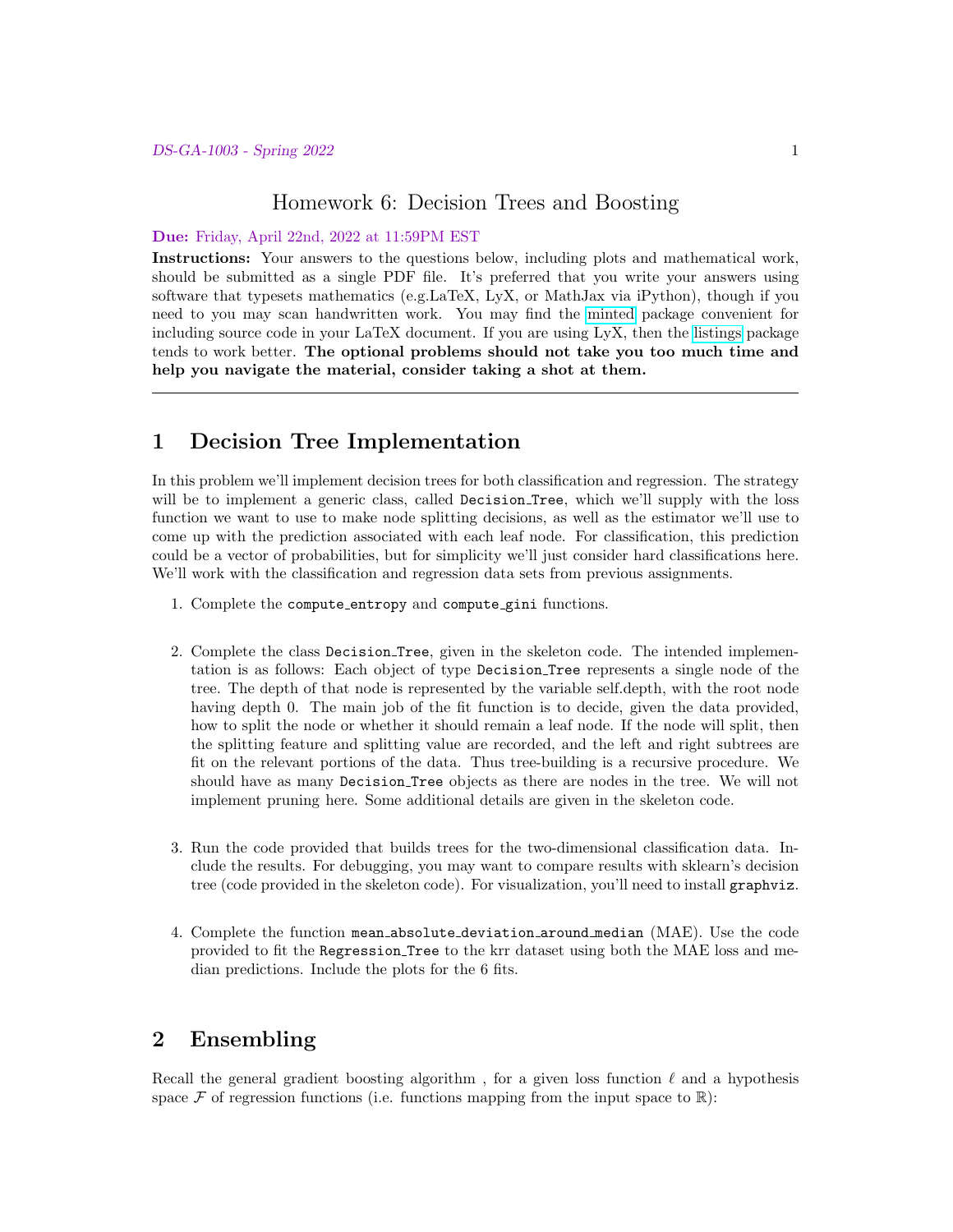# Homework 6: Decision Trees and Boosting

**Due:** Friday, April 22nd, 2022 at 11:59PM EST

**Instructions:** Your answers to the questions below, including plots and mathematical work, should be submitted as a single PDF file. It's preferred that you write your answers using software that typesets mathematics (e.g.LaTeX, LyX, or MathJax via iPython), though if you need to you may scan handwritten work. You may find the minted package convenient for including source code in your LaTeX document. If you are using LyX, then the listings package tends to work better. **The optional problems should not take you too much time and help you navigate the material, consider taking a shot at them.**

---

## 1 Decision Tree Implementation

In this problem we'll implement decision trees for both classification and regression. The strategy will be to implement a generic class, called `Decision_Tree`, which we'll supply with the loss function we want to use to make node splitting decisions, as well as the estimator we'll use to come up with the prediction associated with each leaf node. For classification, this prediction could be a vector of probabilities, but for simplicity we'll just consider hard classifications here. We'll work with the classification and regression data sets from previous assignments.

1. Complete the `compute_entropy` and `compute_gini` functions.

2. Complete the class `Decision_Tree`, given in the skeleton code. The intended implementation is as follows: Each object of type `Decision_Tree` represents a single node of the tree. The depth of that node is represented by the variable self.depth, with the root node having depth 0. The main job of the fit function is to decide, given the data provided, how to split the node or whether it should remain a leaf node. If the node will split, then the splitting feature and splitting value are recorded, and the left and right subtrees are fit on the relevant portions of the data. Thus tree-building is a recursive procedure. We should have as many `Decision_Tree` objects as there are nodes in the tree. We will not implement pruning here. Some additional details are given in the skeleton code.

3. Run the code provided that builds trees for the two-dimensional classification data. Include the results. For debugging, you may want to compare results with sklearn's decision tree (code provided in the skeleton code). For visualization, you'll need to install `graphviz`.

4. Complete the function `mean_absolute_deviation_around_median` (MAE). Use the code provided to fit the `Regression_Tree` to the krr dataset using both the MAE loss and median predictions. Include the plots for the 6 fits.

## 2 Ensembling

Recall the general gradient boosting algorithm , for a given loss function $\ell$ and a hypothesis space $\mathcal{F}$ of regression functions (i.e. functions mapping from the input space to $\mathbb{R}$):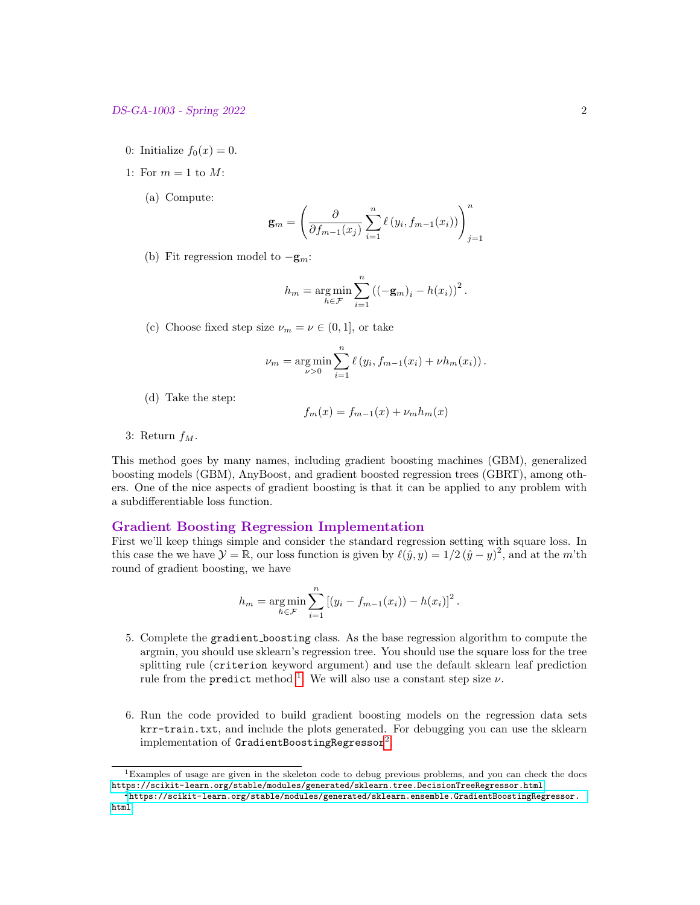0: Initialize $f_0(x) = 0$.

1: For $m = 1$ to $M$:

(a) Compute:

$$\mathbf{g}_m = \left( \frac{\partial}{\partial f_{m-1}(x_j)} \sum_{i=1}^{n} \ell\left(y_i, f_{m-1}(x_i)\right) \right)_{j=1}^{n}$$

(b) Fit regression model to $-\mathbf{g}_m$:

$$h_m = \underset{h \in \mathcal{F}}{\arg\min} \sum_{i=1}^{n} \left( (-\mathbf{g}_m)_i - h(x_i) \right)^2.$$

(c) Choose fixed step size $\nu_m = \nu \in (0, 1]$, or take

$$\nu_m = \underset{\nu > 0}{\arg\min} \sum_{i=1}^{n} \ell\left(y_i, f_{m-1}(x_i) + \nu h_m(x_i)\right).$$

(d) Take the step:

$$f_m(x) = f_{m-1}(x) + \nu_m h_m(x)$$

3: Return $f_M$.

This method goes by many names, including gradient boosting machines (GBM), generalized boosting models (GBM), AnyBoost, and gradient boosted regression trees (GBRT), among others. One of the nice aspects of gradient boosting is that it can be applied to any problem with a subdifferentiable loss function.

## Gradient Boosting Regression Implementation

First we'll keep things simple and consider the standard regression setting with square loss. In this case the we have $\mathcal{Y} = \mathbb{R}$, our loss function is given by $\ell(\hat{y}, y) = 1/2\left(\hat{y} - y\right)^2$, and at the $m$'th round of gradient boosting, we have

$$h_m = \underset{h \in \mathcal{F}}{\arg\min} \sum_{i=1}^{n} \left[ (y_i - f_{m-1}(x_i)) - h(x_i) \right]^2.$$

5. Complete the `gradient_boosting` class. As the base regression algorithm to compute the argmin, you should use sklearn's regression tree. You should use the square loss for the tree splitting rule (`criterion` keyword argument) and use the default sklearn leaf prediction rule from the `predict` method [1]. We will also use a constant step size $\nu$.

6. Run the code provided to build gradient boosting models on the regression data sets `krr-train.txt`, and include the plots generated. For debugging you can use the sklearn implementation of `GradientBoostingRegressor`[2].

---

[1] Examples of usage are given in the skeleton code to debug previous problems, and you can check the docs https://scikit-learn.org/stable/modules/generated/sklearn.tree.DecisionTreeRegressor.html

[2] https://scikit-learn.org/stable/modules/generated/sklearn.ensemble.GradientBoostingRegressor.html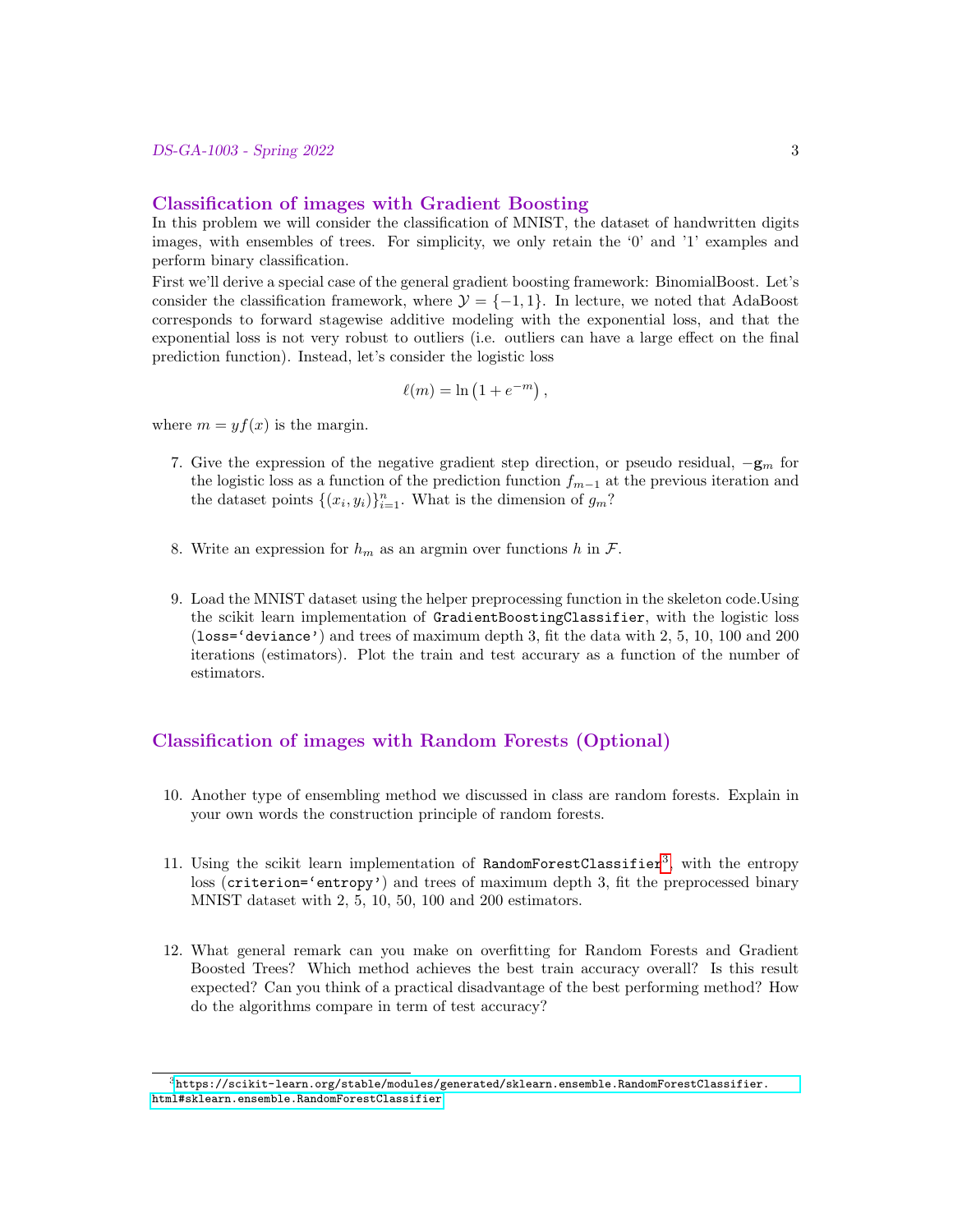## Classification of images with Gradient Boosting

In this problem we will consider the classification of MNIST, the dataset of handwritten digits images, with ensembles of trees. For simplicity, we only retain the '0' and '1' examples and perform binary classification.

First we'll derive a special case of the general gradient boosting framework: BinomialBoost. Let's consider the classification framework, where $\mathcal{Y} = \{-1, 1\}$. In lecture, we noted that AdaBoost corresponds to forward stagewise additive modeling with the exponential loss, and that the exponential loss is not very robust to outliers (i.e. outliers can have a large effect on the final prediction function). Instead, let's consider the logistic loss

$$\ell(m) = \ln\left(1 + e^{-m}\right),$$

where $m = yf(x)$ is the margin.

7. Give the expression of the negative gradient step direction, or pseudo residual, $-\mathbf{g}_m$ for the logistic loss as a function of the prediction function $f_{m-1}$ at the previous iteration and the dataset points $\{(x_i, y_i)\}_{i=1}^n$. What is the dimension of $g_m$?

8. Write an expression for $h_m$ as an argmin over functions $h$ in $\mathcal{F}$.

9. Load the MNIST dataset using the helper preprocessing function in the skeleton code.Using the scikit learn implementation of `GradientBoostingClassifier`, with the logistic loss (`loss='deviance'`) and trees of maximum depth 3, fit the data with 2, 5, 10, 100 and 200 iterations (estimators). Plot the train and test accurary as a function of the number of estimators.

## Classification of images with Random Forests (Optional)

10. Another type of ensembling method we discussed in class are random forests. Explain in your own words the construction principle of random forests.

11. Using the scikit learn implementation of `RandomForestClassifier`[3], with the entropy loss (`criterion='entropy'`) and trees of maximum depth 3, fit the preprocessed binary MNIST dataset with 2, 5, 10, 50, 100 and 200 estimators.

12. What general remark can you make on overfitting for Random Forests and Gradient Boosted Trees? Which method achieves the best train accuracy overall? Is this result expected? Can you think of a practical disadvantage of the best performing method? How do the algorithms compare in term of test accuracy?

[3] https://scikit-learn.org/stable/modules/generated/sklearn.ensemble.RandomForestClassifier.html#sklearn.ensemble.RandomForestClassifier